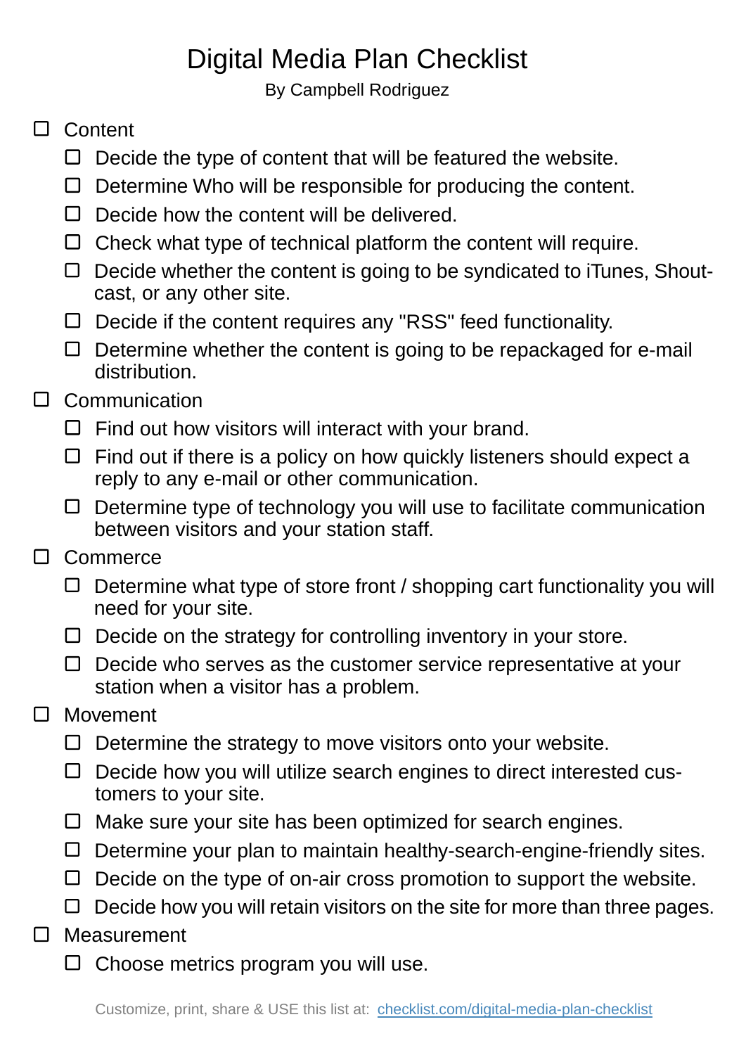# Digital Media Plan Checklist

By Campbell Rodriguez

- [ ] Content
  - [ ] Decide the type of content that will be featured the website.
  - [ ] Determine Who will be responsible for producing the content.
  - [ ] Decide how the content will be delivered.
  - [ ] Check what type of technical platform the content will require.
  - [ ] Decide whether the content is going to be syndicated to iTunes, Shoutcast, or any other site.
  - [ ] Decide if the content requires any "RSS" feed functionality.
  - [ ] Determine whether the content is going to be repackaged for e-mail distribution.
- [ ] Communication
  - [ ] Find out how visitors will interact with your brand.
  - [ ] Find out if there is a policy on how quickly listeners should expect a reply to any e-mail or other communication.
  - [ ] Determine type of technology you will use to facilitate communication between visitors and your station staff.
- [ ] Commerce
  - [ ] Determine what type of store front / shopping cart functionality you will need for your site.
  - [ ] Decide on the strategy for controlling inventory in your store.
  - [ ] Decide who serves as the customer service representative at your station when a visitor has a problem.
- [ ] Movement
  - [ ] Determine the strategy to move visitors onto your website.
  - [ ] Decide how you will utilize search engines to direct interested customers to your site.
  - [ ] Make sure your site has been optimized for search engines.
  - [ ] Determine your plan to maintain healthy-search-engine-friendly sites.
  - [ ] Decide on the type of on-air cross promotion to support the website.
  - [ ] Decide how you will retain visitors on the site for more than three pages.
- [ ] Measurement
  - [ ] Choose metrics program you will use.

Customize, print, share & USE this list at: [checklist.com/digital-media-plan-checklist](https://checklist.com/digital-media-plan-checklist)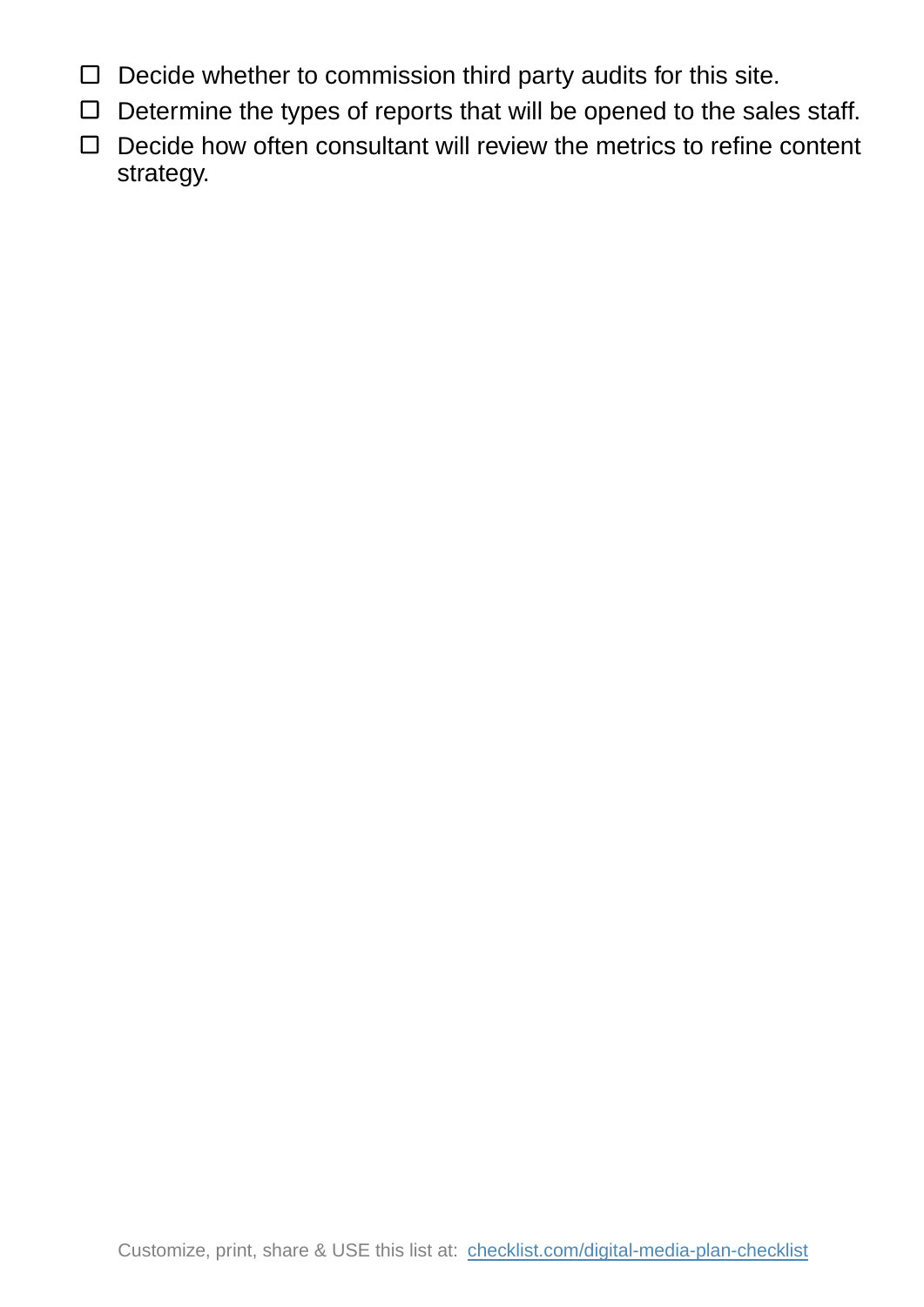- [ ] Decide whether to commission third party audits for this site.
- [ ] Determine the types of reports that will be opened to the sales staff.
- [ ] Decide how often consultant will review the metrics to refine content strategy.

Customize, print, share & USE this list at: [checklist.com/digital-media-plan-checklist](https://checklist.com/digital-media-plan-checklist)